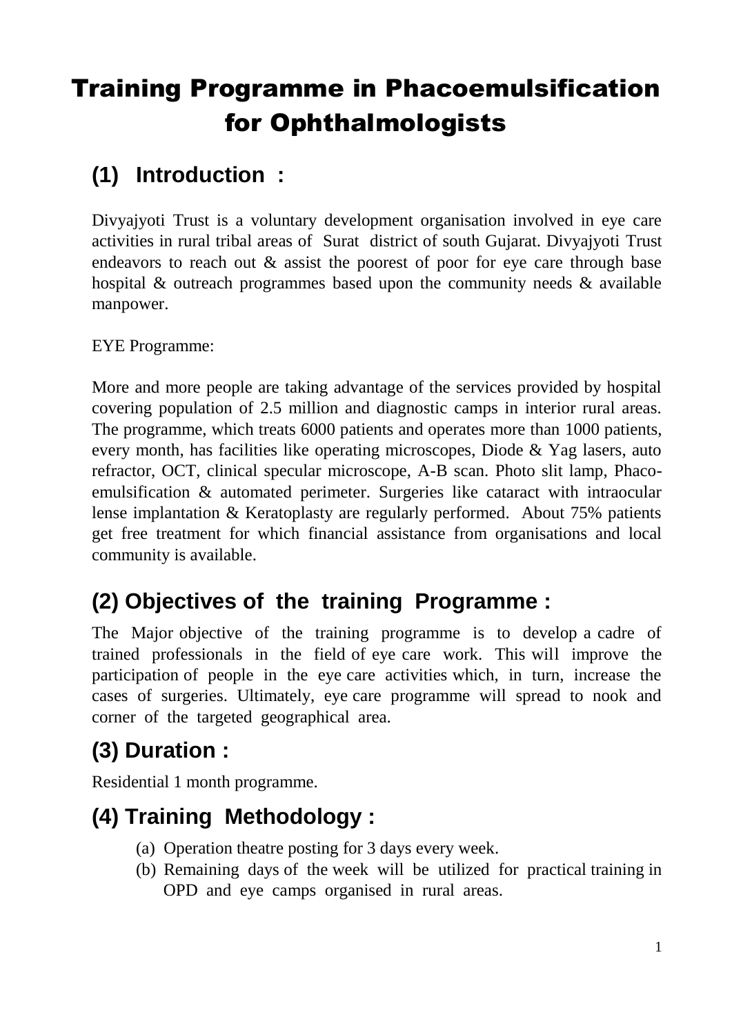# Training Programme in Phacoemulsification for Ophthalmologists

## (1) Introduction :

Divyajyoti Trust is a voluntary development organisation involved in eye care activities in rural tribal areas of Surat district of south Gujarat. Divyajyoti Trust endeavors to reach out & assist the poorest of poor for eye care through base hospital & outreach programmes based upon the community needs & available manpower.

EYE Programme:

More and more people are taking advantage of the services provided by hospital covering population of 2.5 million and diagnostic camps in interior rural areas. The programme, which treats 6000 patients and operates more than 1000 patients, every month, has facilities like operating microscopes, Diode & Yag lasers, auto refractor, OCT, clinical specular microscope, A-B scan. Photo slit lamp, Phaco-emulsification & automated perimeter. Surgeries like cataract with intraocular lense implantation & Keratoplasty are regularly performed. About 75% patients get free treatment for which financial assistance from organisations and local community is available.

## (2) Objectives of the training Programme :

The Major objective of the training programme is to develop a cadre of trained professionals in the field of eye care work. This will improve the participation of people in the eye care activities which, in turn, increase the cases of surgeries. Ultimately, eye care programme will spread to nook and corner of the targeted geographical area.

## (3) Duration :

Residential 1 month programme.

## (4) Training Methodology :

(a) Operation theatre posting for 3 days every week.

(b) Remaining days of the week will be utilized for practical training in OPD and eye camps organised in rural areas.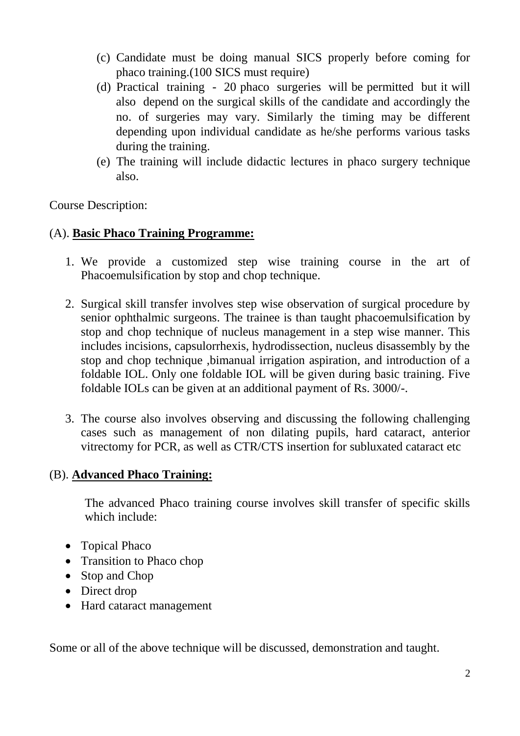(c) Candidate must be doing manual SICS properly before coming for phaco training.(100 SICS must require)

(d) Practical training - 20 phaco surgeries will be permitted but it will also depend on the surgical skills of the candidate and accordingly the no. of surgeries may vary. Similarly the timing may be different depending upon individual candidate as he/she performs various tasks during the training.

(e) The training will include didactic lectures in phaco surgery technique also.

Course Description:

(A). **Basic Phaco Training Programme:**

1. We provide a customized step wise training course in the art of Phacoemulsification by stop and chop technique.

2. Surgical skill transfer involves step wise observation of surgical procedure by senior ophthalmic surgeons. The trainee is than taught phacoemulsification by stop and chop technique of nucleus management in a step wise manner. This includes incisions, capsulorrhexis, hydrodissection, nucleus disassembly by the stop and chop technique ,bimanual irrigation aspiration, and introduction of a foldable IOL. Only one foldable IOL will be given during basic training. Five foldable IOLs can be given at an additional payment of Rs. 3000/-.

3. The course also involves observing and discussing the following challenging cases such as management of non dilating pupils, hard cataract, anterior vitrectomy for PCR, as well as CTR/CTS insertion for subluxated cataract etc

(B). **Advanced Phaco Training:**

The advanced Phaco training course involves skill transfer of specific skills which include:

- Topical Phaco
- Transition to Phaco chop
- Stop and Chop
- Direct drop
- Hard cataract management

Some or all of the above technique will be discussed, demonstration and taught.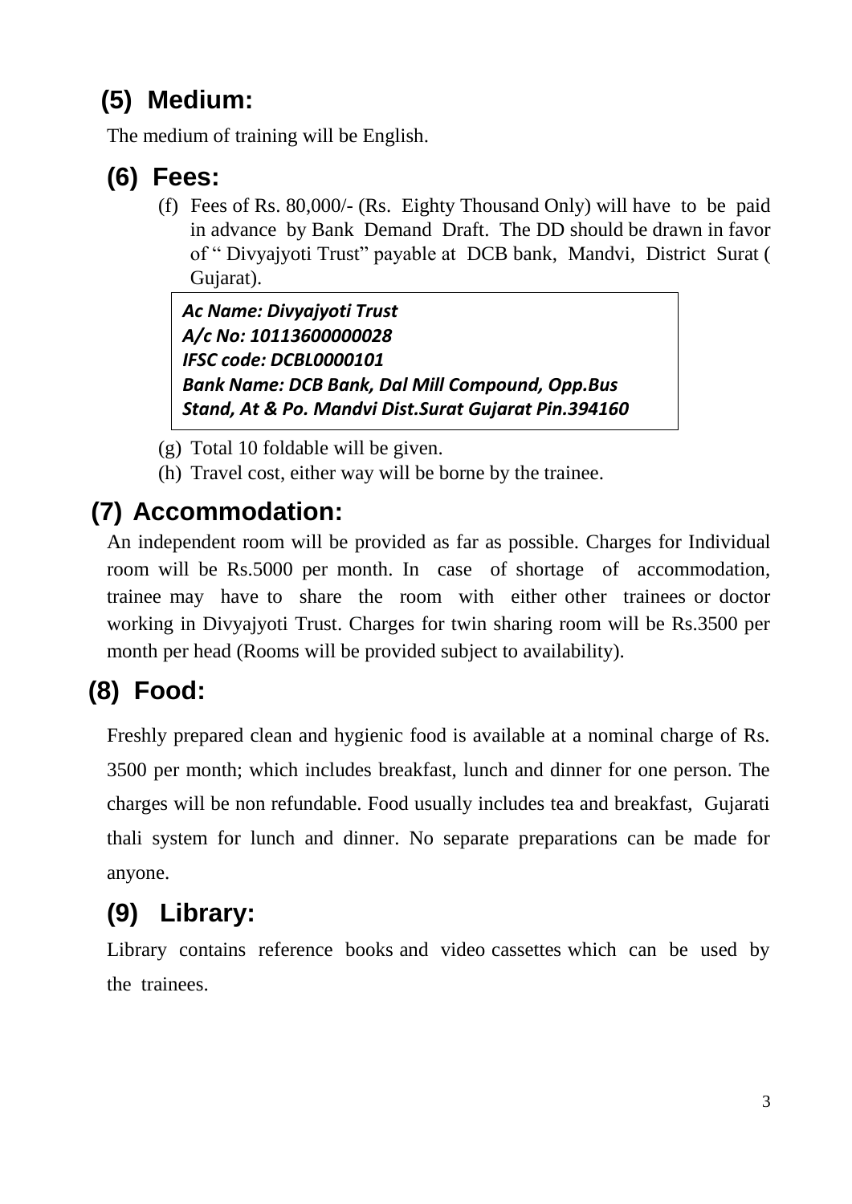## (5) Medium:

The medium of training will be English.

## (6) Fees:

(f) Fees of Rs. 80,000/- (Rs. Eighty Thousand Only) will have to be paid in advance by Bank Demand Draft. The DD should be drawn in favor of " Divyajyoti Trust" payable at DCB bank, Mandvi, District Surat ( Gujarat).

> ***Ac Name: Divyajyoti Trust***
> ***A/c No: 10113600000028***
> ***IFSC code: DCBL0000101***
> ***Bank Name: DCB Bank, Dal Mill Compound, Opp.Bus Stand, At & Po. Mandvi Dist.Surat Gujarat Pin.394160***

(g) Total 10 foldable will be given.

(h) Travel cost, either way will be borne by the trainee.

## (7) Accommodation:

An independent room will be provided as far as possible. Charges for Individual room will be Rs.5000 per month. In case of shortage of accommodation, trainee may have to share the room with either other trainees or doctor working in Divyajyoti Trust. Charges for twin sharing room will be Rs.3500 per month per head (Rooms will be provided subject to availability).

## (8) Food:

Freshly prepared clean and hygienic food is available at a nominal charge of Rs. 3500 per month; which includes breakfast, lunch and dinner for one person. The charges will be non refundable. Food usually includes tea and breakfast, Gujarati thali system for lunch and dinner. No separate preparations can be made for anyone.

## (9) Library:

Library contains reference books and video cassettes which can be used by the trainees.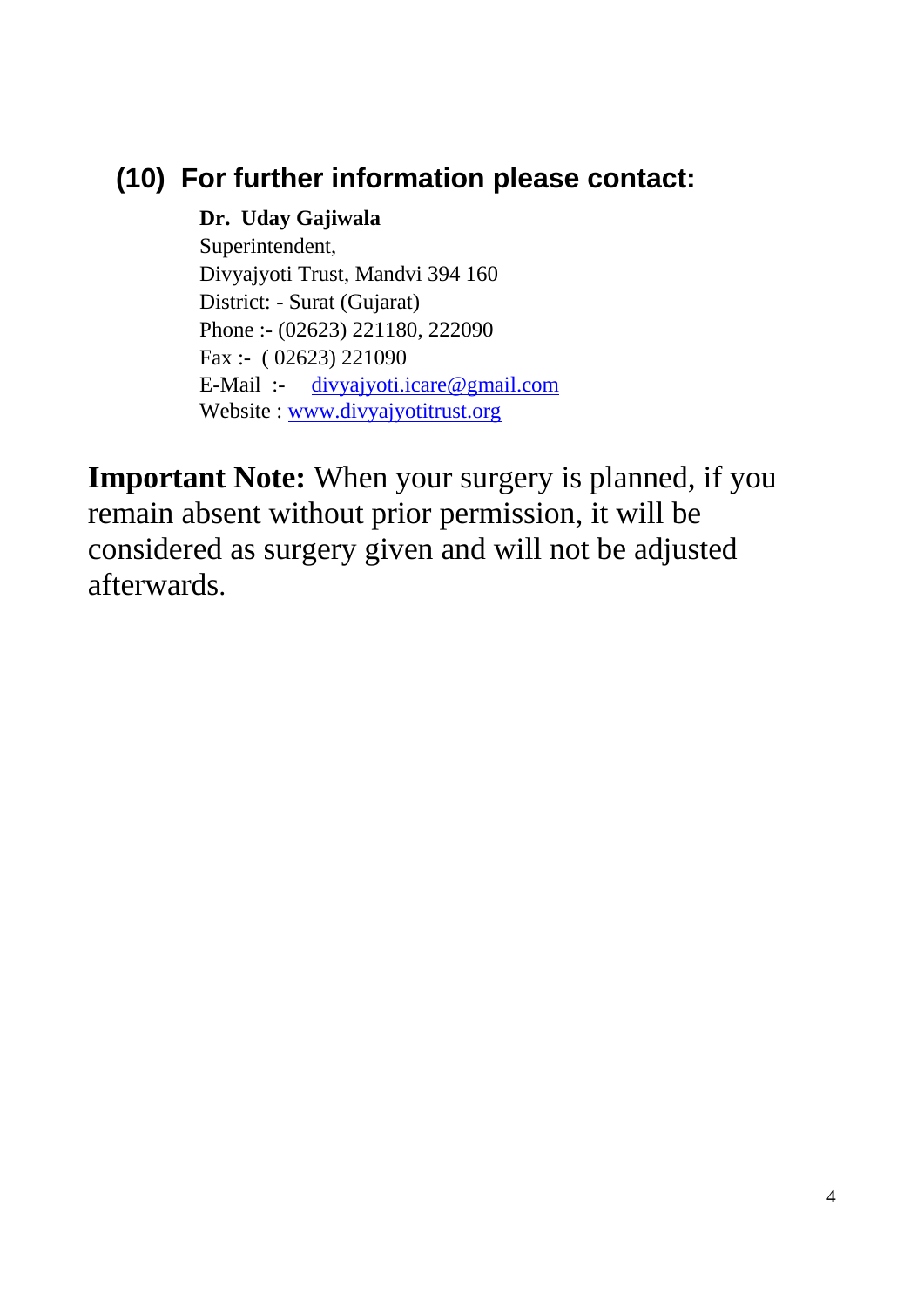## (10) For further information please contact:

**Dr. Uday Gajiwala**
Superintendent,
Divyajyoti Trust, Mandvi 394 160
District: - Surat (Gujarat)
Phone :- (02623) 221180, 222090
Fax :- ( 02623) 221090
E-Mail :- divyajyoti.icare@gmail.com
Website : www.divyajyotitrust.org

**Important Note:** When your surgery is planned, if you remain absent without prior permission, it will be considered as surgery given and will not be adjusted afterwards.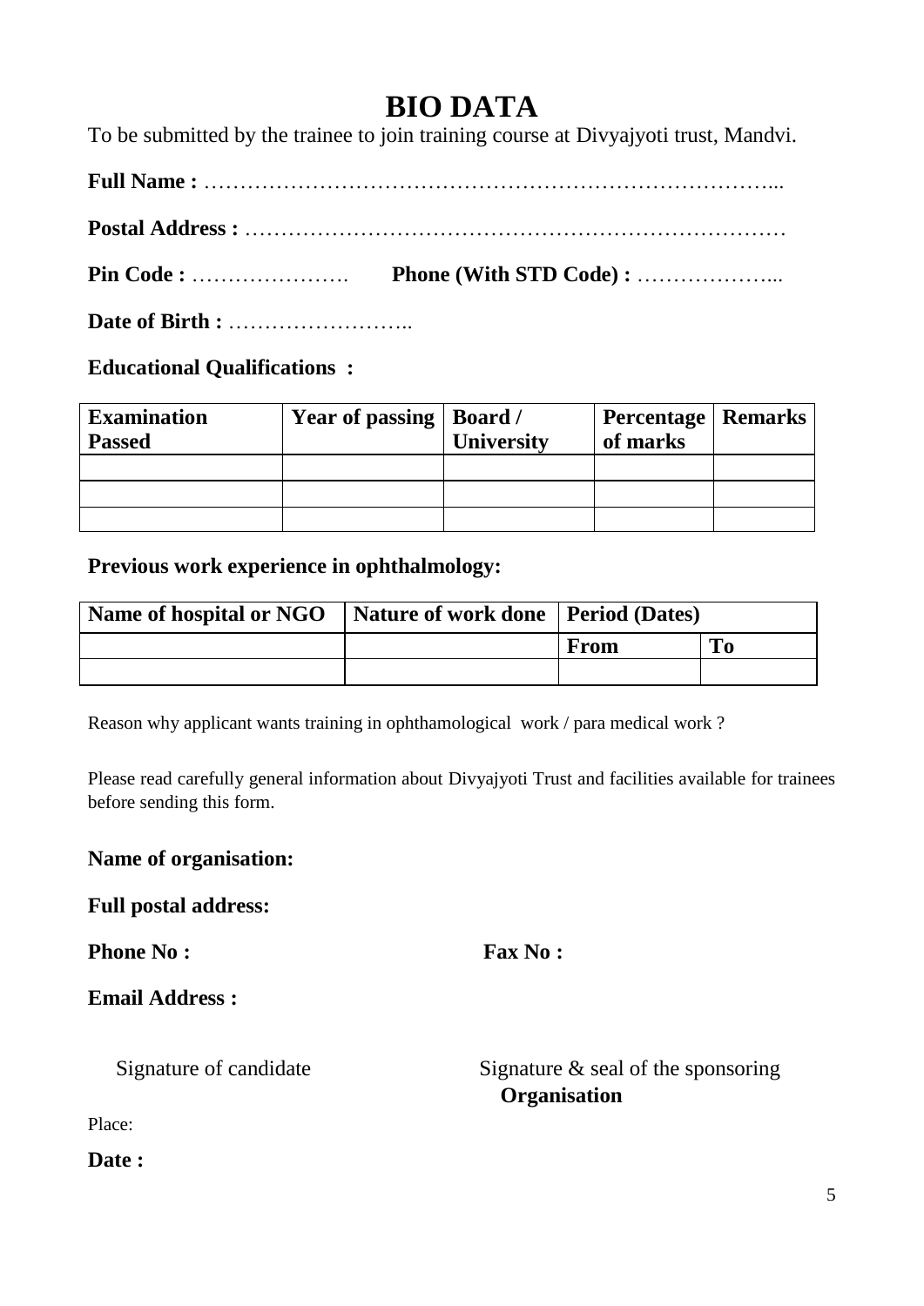# BIO DATA

To be submitted by the trainee to join training course at Divyajyoti trust, Mandvi.

**Full Name :** …………………………………………………………………...

**Postal Address :** …………………………………………………………………

**Pin Code :** ………………….   **Phone (With STD Code) :** ………………...

**Date of Birth :** ……………………..

**Educational Qualifications :**

| Examination Passed | Year of passing | Board / University | Percentage of marks | Remarks |
|---|---|---|---|---|
| | | | | |
| | | | | |
| | | | | |

**Previous work experience in ophthalmology:**

| Name of hospital or NGO | Nature of work done | Period (Dates) | |
|---|---|---|---|
| | | From | To |
| | | | |

Reason why applicant wants training in ophthamological work / para medical work ?

Please read carefully general information about Divyajyoti Trust and facilities available for trainees before sending this form.

**Name of organisation:**

**Full postal address:**

**Phone No :**   **Fax No :**

**Email Address :**

Signature of candidate   Signature & seal of the sponsoring **Organisation**

Place:

**Date :**